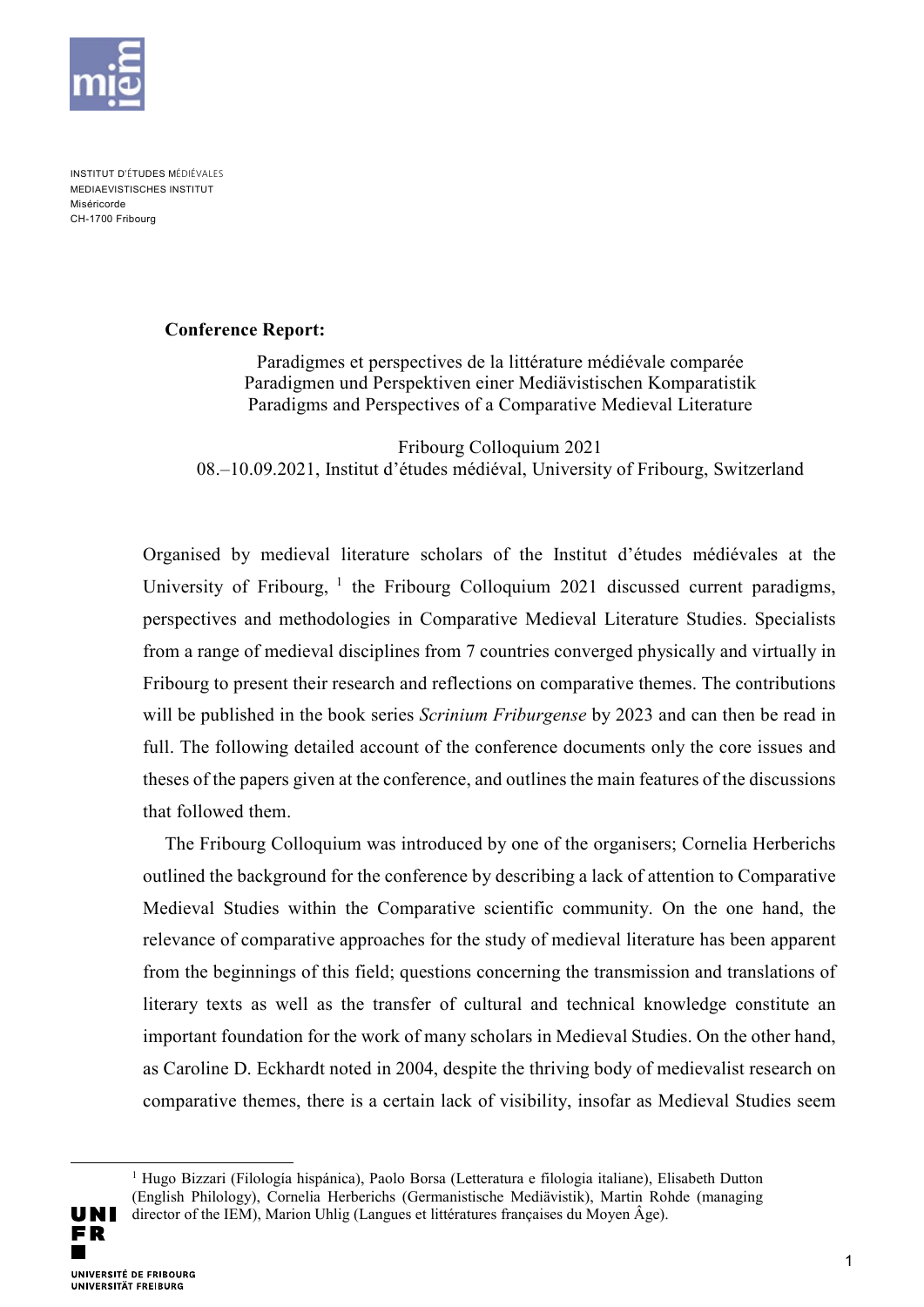INSTITUT D'ÉTUDES MÉDIÉVALES
MEDIAEVISTISCHES INSTITUT
Miséricorde
CH-1700 Fribourg

**Conference Report:**

Paradigmes et perspectives de la littérature médiévale comparée
Paradigmen und Perspektiven einer Mediävistischen Komparatistik
Paradigms and Perspectives of a Comparative Medieval Literature

Fribourg Colloquium 2021
08.–10.09.2021, Institut d'études médiéval, University of Fribourg, Switzerland

Organised by medieval literature scholars of the Institut d'études médiévales at the University of Fribourg, [1] the Fribourg Colloquium 2021 discussed current paradigms, perspectives and methodologies in Comparative Medieval Literature Studies. Specialists from a range of medieval disciplines from 7 countries converged physically and virtually in Fribourg to present their research and reflections on comparative themes. The contributions will be published in the book series *Scrinium Friburgense* by 2023 and can then be read in full. The following detailed account of the conference documents only the core issues and theses of the papers given at the conference, and outlines the main features of the discussions that followed them.

The Fribourg Colloquium was introduced by one of the organisers; Cornelia Herberichs outlined the background for the conference by describing a lack of attention to Comparative Medieval Studies within the Comparative scientific community. On the one hand, the relevance of comparative approaches for the study of medieval literature has been apparent from the beginnings of this field; questions concerning the transmission and translations of literary texts as well as the transfer of cultural and technical knowledge constitute an important foundation for the work of many scholars in Medieval Studies. On the other hand, as Caroline D. Eckhardt noted in 2004, despite the thriving body of medievalist research on comparative themes, there is a certain lack of visibility, insofar as Medieval Studies seem

[1] Hugo Bizzari (Filología hispánica), Paolo Borsa (Letteratura e filologia italiane), Elisabeth Dutton (English Philology), Cornelia Herberichs (Germanistische Mediävistik), Martin Rohde (managing director of the IEM), Marion Uhlig (Langues et littératures françaises du Moyen Âge).

UNIVERSITÉ DE FRIBOURG
UNIVERSITÄT FREIBURG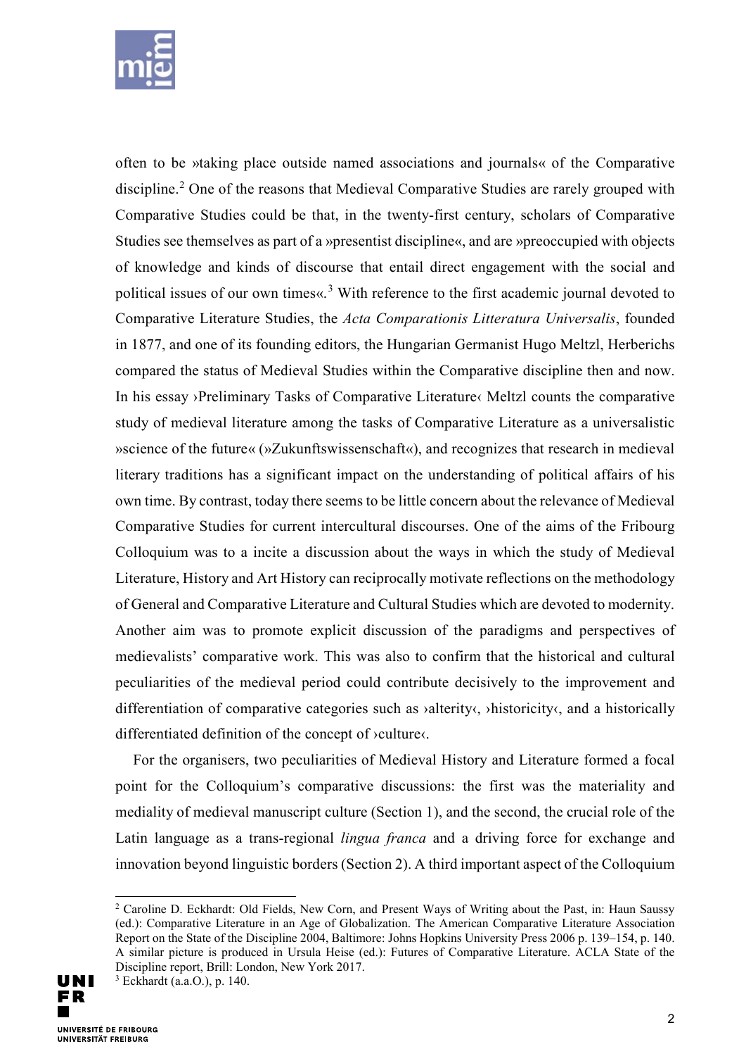often to be »taking place outside named associations and journals« of the Comparative discipline.[2] One of the reasons that Medieval Comparative Studies are rarely grouped with Comparative Studies could be that, in the twenty-first century, scholars of Comparative Studies see themselves as part of a »presentist discipline«, and are »preoccupied with objects of knowledge and kinds of discourse that entail direct engagement with the social and political issues of our own times«.[3] With reference to the first academic journal devoted to Comparative Literature Studies, the *Acta Comparationis Litteratura Universalis*, founded in 1877, and one of its founding editors, the Hungarian Germanist Hugo Meltzl, Herberichs compared the status of Medieval Studies within the Comparative discipline then and now. In his essay ›Preliminary Tasks of Comparative Literature‹ Meltzl counts the comparative study of medieval literature among the tasks of Comparative Literature as a universalistic »science of the future« (»Zukunftswissenschaft«), and recognizes that research in medieval literary traditions has a significant impact on the understanding of political affairs of his own time. By contrast, today there seems to be little concern about the relevance of Medieval Comparative Studies for current intercultural discourses. One of the aims of the Fribourg Colloquium was to a incite a discussion about the ways in which the study of Medieval Literature, History and Art History can reciprocally motivate reflections on the methodology of General and Comparative Literature and Cultural Studies which are devoted to modernity. Another aim was to promote explicit discussion of the paradigms and perspectives of medievalists' comparative work. This was also to confirm that the historical and cultural peculiarities of the medieval period could contribute decisively to the improvement and differentiation of comparative categories such as ›alterity‹, ›historicity‹, and a historically differentiated definition of the concept of ›culture‹.

For the organisers, two peculiarities of Medieval History and Literature formed a focal point for the Colloquium's comparative discussions: the first was the materiality and mediality of medieval manuscript culture (Section 1), and the second, the crucial role of the Latin language as a trans-regional *lingua franca* and a driving force for exchange and innovation beyond linguistic borders (Section 2). A third important aspect of the Colloquium

---

[2] Caroline D. Eckhardt: Old Fields, New Corn, and Present Ways of Writing about the Past, in: Haun Saussy (ed.): Comparative Literature in an Age of Globalization. The American Comparative Literature Association Report on the State of the Discipline 2004, Baltimore: Johns Hopkins University Press 2006 p. 139–154, p. 140. A similar picture is produced in Ursula Heise (ed.): Futures of Comparative Literature. ACLA State of the Discipline report, Brill: London, New York 2017.

[3] Eckhardt (a.a.O.), p. 140.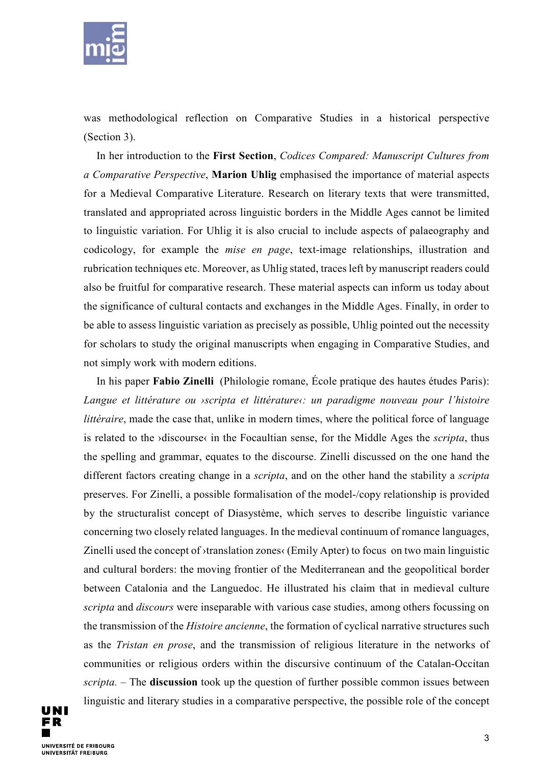was methodological reflection on Comparative Studies in a historical perspective (Section 3).

In her introduction to the **First Section**, *Codices Compared: Manuscript Cultures from a Comparative Perspective*, **Marion Uhlig** emphasised the importance of material aspects for a Medieval Comparative Literature. Research on literary texts that were transmitted, translated and appropriated across linguistic borders in the Middle Ages cannot be limited to linguistic variation. For Uhlig it is also crucial to include aspects of palaeography and codicology, for example the *mise en page*, text-image relationships, illustration and rubrication techniques etc. Moreover, as Uhlig stated, traces left by manuscript readers could also be fruitful for comparative research. These material aspects can inform us today about the significance of cultural contacts and exchanges in the Middle Ages. Finally, in order to be able to assess linguistic variation as precisely as possible, Uhlig pointed out the necessity for scholars to study the original manuscripts when engaging in Comparative Studies, and not simply work with modern editions.

In his paper **Fabio Zinelli** (Philologie romane, École pratique des hautes études Paris): *Langue et littérature ou ›scripta et littérature‹: un paradigme nouveau pour l'histoire littéraire*, made the case that, unlike in modern times, where the political force of language is related to the ›discourse‹ in the Focaultian sense, for the Middle Ages the *scripta*, thus the spelling and grammar, equates to the discourse. Zinelli discussed on the one hand the different factors creating change in a *scripta*, and on the other hand the stability a *scripta* preserves. For Zinelli, a possible formalisation of the model-/copy relationship is provided by the structuralist concept of Diasystème, which serves to describe linguistic variance concerning two closely related languages. In the medieval continuum of romance languages, Zinelli used the concept of ›translation zones‹ (Emily Apter) to focus on two main linguistic and cultural borders: the moving frontier of the Mediterranean and the geopolitical border between Catalonia and the Languedoc. He illustrated his claim that in medieval culture *scripta* and *discours* were inseparable with various case studies, among others focussing on the transmission of the *Histoire ancienne*, the formation of cyclical narrative structures such as the *Tristan en prose*, and the transmission of religious literature in the networks of communities or religious orders within the discursive continuum of the Catalan-Occitan *scripta.* – The **discussion** took up the question of further possible common issues between linguistic and literary studies in a comparative perspective, the possible role of the concept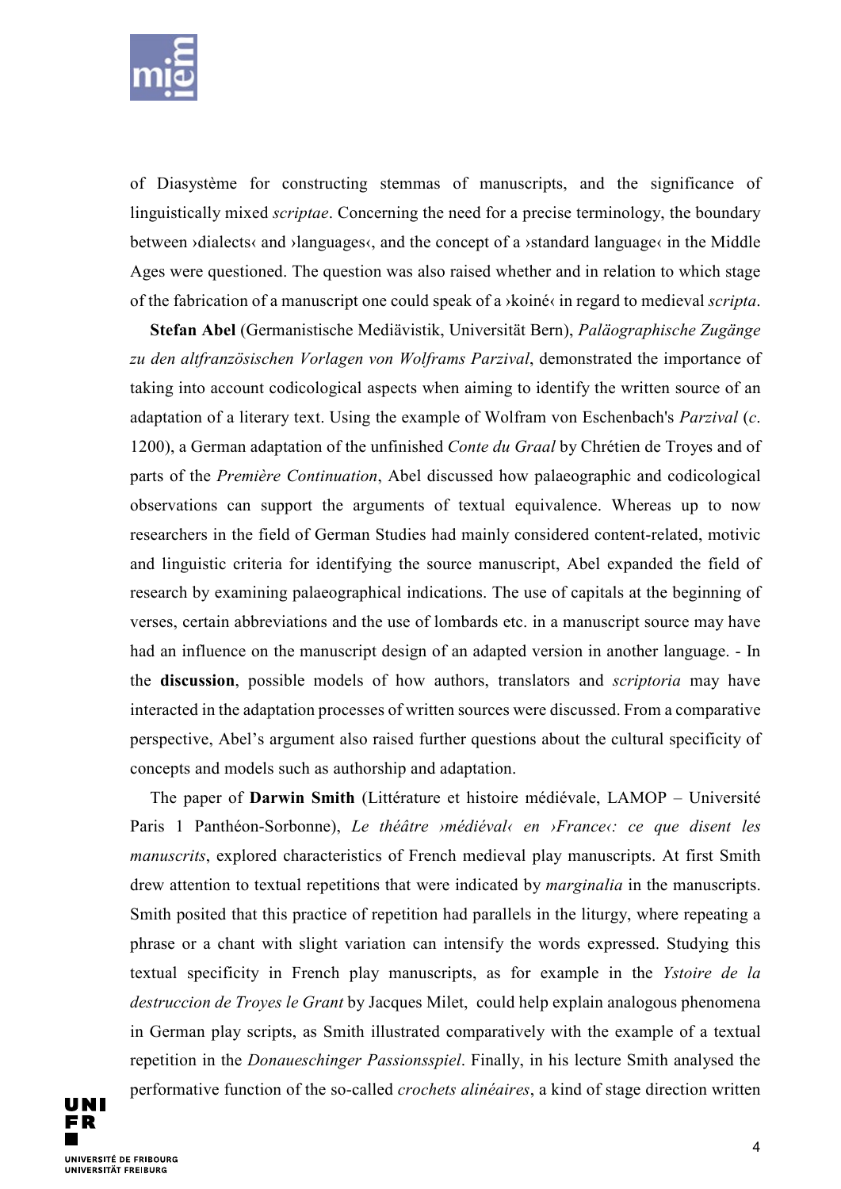of Diasystème for constructing stemmas of manuscripts, and the significance of linguistically mixed *scriptae*. Concerning the need for a precise terminology, the boundary between ›dialects‹ and ›languages‹, and the concept of a ›standard language‹ in the Middle Ages were questioned. The question was also raised whether and in relation to which stage of the fabrication of a manuscript one could speak of a ›koiné‹ in regard to medieval *scripta*.

**Stefan Abel** (Germanistische Mediävistik, Universität Bern), *Paläographische Zugänge zu den altfranzösischen Vorlagen von Wolframs Parzival*, demonstrated the importance of taking into account codicological aspects when aiming to identify the written source of an adaptation of a literary text. Using the example of Wolfram von Eschenbach's *Parzival* (*c.* 1200), a German adaptation of the unfinished *Conte du Graal* by Chrétien de Troyes and of parts of the *Première Continuation*, Abel discussed how palaeographic and codicological observations can support the arguments of textual equivalence. Whereas up to now researchers in the field of German Studies had mainly considered content-related, motivic and linguistic criteria for identifying the source manuscript, Abel expanded the field of research by examining palaeographical indications. The use of capitals at the beginning of verses, certain abbreviations and the use of lombards etc. in a manuscript source may have had an influence on the manuscript design of an adapted version in another language. - In the **discussion**, possible models of how authors, translators and *scriptoria* may have interacted in the adaptation processes of written sources were discussed. From a comparative perspective, Abel's argument also raised further questions about the cultural specificity of concepts and models such as authorship and adaptation.

The paper of **Darwin Smith** (Littérature et histoire médiévale, LAMOP – Université Paris 1 Panthéon-Sorbonne), *Le théâtre ›médiéval‹ en ›France‹: ce que disent les manuscrits*, explored characteristics of French medieval play manuscripts. At first Smith drew attention to textual repetitions that were indicated by *marginalia* in the manuscripts. Smith posited that this practice of repetition had parallels in the liturgy, where repeating a phrase or a chant with slight variation can intensify the words expressed. Studying this textual specificity in French play manuscripts, as for example in the *Ystoire de la destruccion de Troyes le Grant* by Jacques Milet, could help explain analogous phenomena in German play scripts, as Smith illustrated comparatively with the example of a textual repetition in the *Donaueschinger Passionsspiel*. Finally, in his lecture Smith analysed the performative function of the so-called *crochets alinéaires*, a kind of stage direction written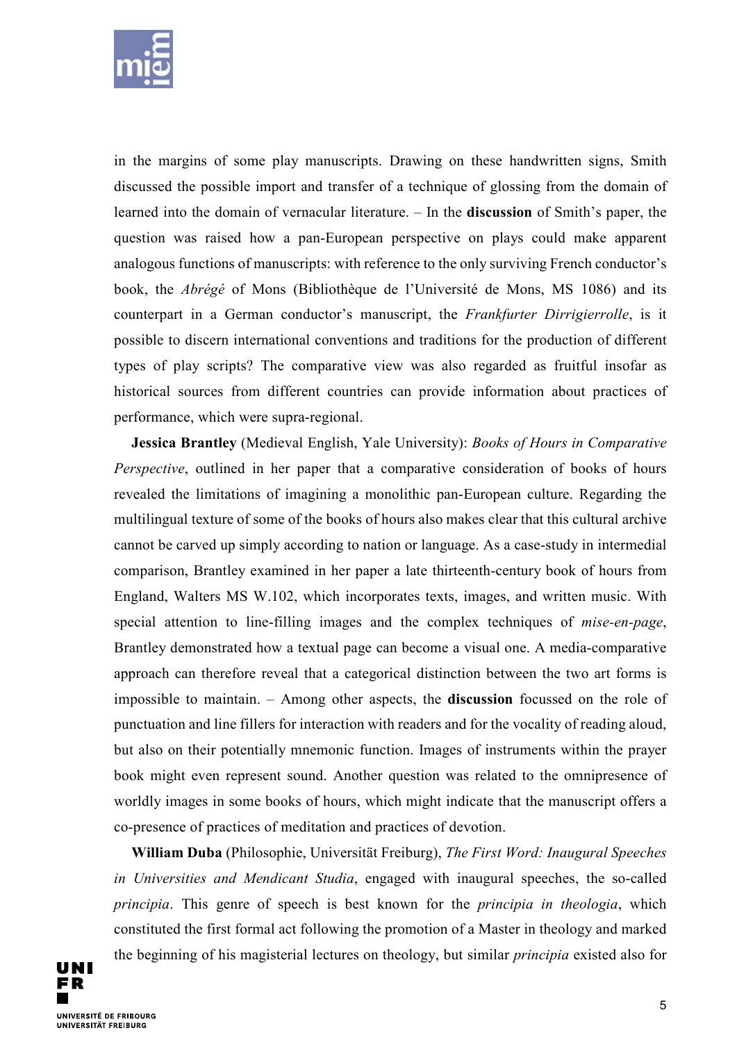in the margins of some play manuscripts. Drawing on these handwritten signs, Smith discussed the possible import and transfer of a technique of glossing from the domain of learned into the domain of vernacular literature. – In the **discussion** of Smith's paper, the question was raised how a pan-European perspective on plays could make apparent analogous functions of manuscripts: with reference to the only surviving French conductor's book, the *Abrégé* of Mons (Bibliothèque de l'Université de Mons, MS 1086) and its counterpart in a German conductor's manuscript, the *Frankfurter Dirrigierrolle*, is it possible to discern international conventions and traditions for the production of different types of play scripts? The comparative view was also regarded as fruitful insofar as historical sources from different countries can provide information about practices of performance, which were supra-regional.

**Jessica Brantley** (Medieval English, Yale University): *Books of Hours in Comparative Perspective*, outlined in her paper that a comparative consideration of books of hours revealed the limitations of imagining a monolithic pan-European culture. Regarding the multilingual texture of some of the books of hours also makes clear that this cultural archive cannot be carved up simply according to nation or language. As a case-study in intermedial comparison, Brantley examined in her paper a late thirteenth-century book of hours from England, Walters MS W.102, which incorporates texts, images, and written music. With special attention to line-filling images and the complex techniques of *mise-en-page*, Brantley demonstrated how a textual page can become a visual one. A media-comparative approach can therefore reveal that a categorical distinction between the two art forms is impossible to maintain. – Among other aspects, the **discussion** focussed on the role of punctuation and line fillers for interaction with readers and for the vocality of reading aloud, but also on their potentially mnemonic function. Images of instruments within the prayer book might even represent sound. Another question was related to the omnipresence of worldly images in some books of hours, which might indicate that the manuscript offers a co-presence of practices of meditation and practices of devotion.

**William Duba** (Philosophie, Universität Freiburg), *The First Word: Inaugural Speeches in Universities and Mendicant Studia*, engaged with inaugural speeches, the so-called *principia*. This genre of speech is best known for the *principia in theologia*, which constituted the first formal act following the promotion of a Master in theology and marked the beginning of his magisterial lectures on theology, but similar *principia* existed also for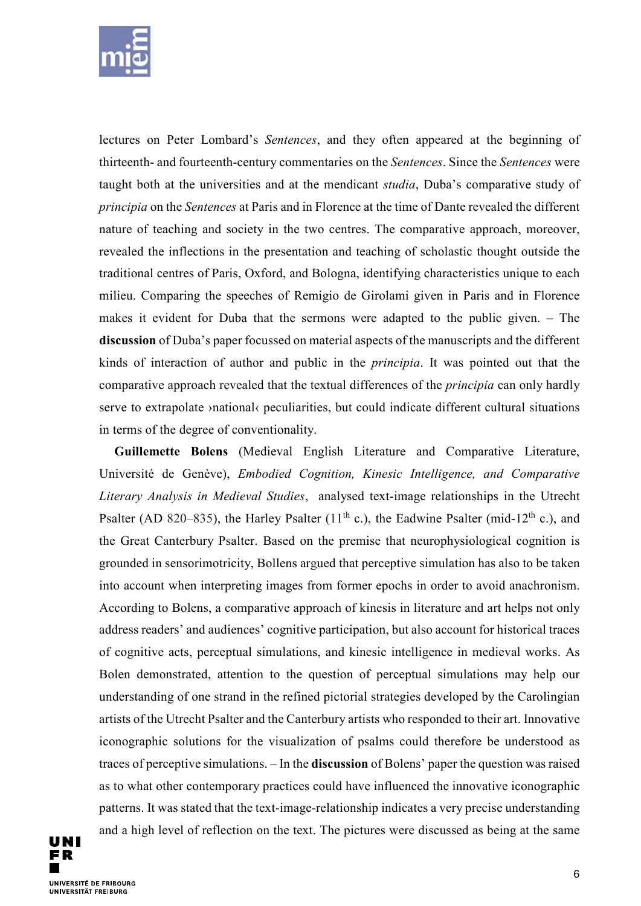lectures on Peter Lombard's *Sentences*, and they often appeared at the beginning of thirteenth- and fourteenth-century commentaries on the *Sentences*. Since the *Sentences* were taught both at the universities and at the mendicant *studia*, Duba's comparative study of *principia* on the *Sentences* at Paris and in Florence at the time of Dante revealed the different nature of teaching and society in the two centres. The comparative approach, moreover, revealed the inflections in the presentation and teaching of scholastic thought outside the traditional centres of Paris, Oxford, and Bologna, identifying characteristics unique to each milieu. Comparing the speeches of Remigio de Girolami given in Paris and in Florence makes it evident for Duba that the sermons were adapted to the public given. – The **discussion** of Duba's paper focussed on material aspects of the manuscripts and the different kinds of interaction of author and public in the *principia*. It was pointed out that the comparative approach revealed that the textual differences of the *principia* can only hardly serve to extrapolate ›national‹ peculiarities, but could indicate different cultural situations in terms of the degree of conventionality.

**Guillemette Bolens** (Medieval English Literature and Comparative Literature, Université de Genève), *Embodied Cognition, Kinesic Intelligence, and Comparative Literary Analysis in Medieval Studies*, analysed text-image relationships in the Utrecht Psalter (AD 820–835), the Harley Psalter (11th c.), the Eadwine Psalter (mid-12th c.), and the Great Canterbury Psalter. Based on the premise that neurophysiological cognition is grounded in sensorimotricity, Bollens argued that perceptive simulation has also to be taken into account when interpreting images from former epochs in order to avoid anachronism. According to Bolens, a comparative approach of kinesis in literature and art helps not only address readers' and audiences' cognitive participation, but also account for historical traces of cognitive acts, perceptual simulations, and kinesic intelligence in medieval works. As Bolen demonstrated, attention to the question of perceptual simulations may help our understanding of one strand in the refined pictorial strategies developed by the Carolingian artists of the Utrecht Psalter and the Canterbury artists who responded to their art. Innovative iconographic solutions for the visualization of psalms could therefore be understood as traces of perceptive simulations. – In the **discussion** of Bolens' paper the question was raised as to what other contemporary practices could have influenced the innovative iconographic patterns. It was stated that the text-image-relationship indicates a very precise understanding and a high level of reflection on the text. The pictures were discussed as being at the same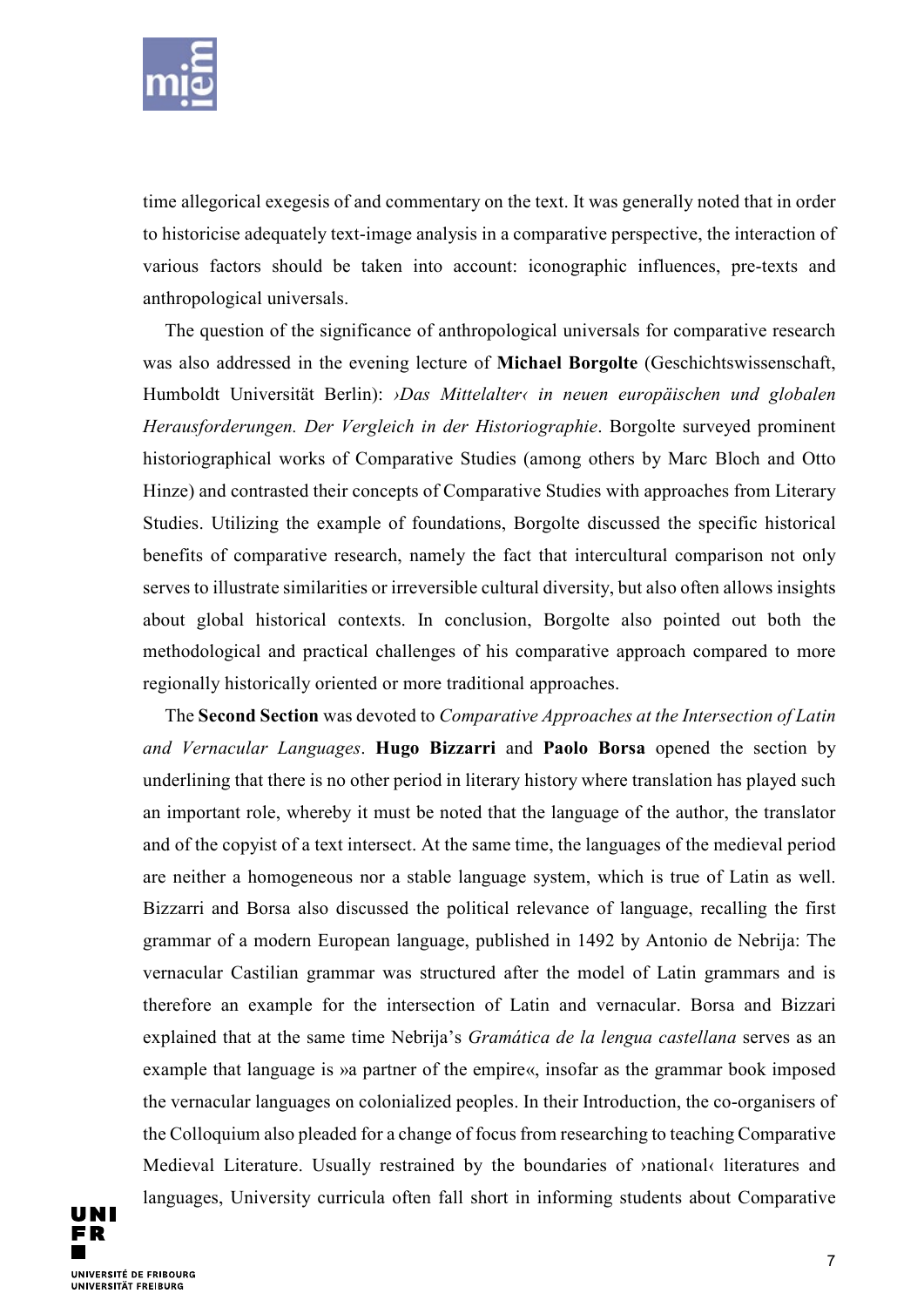time allegorical exegesis of and commentary on the text. It was generally noted that in order to historicise adequately text-image analysis in a comparative perspective, the interaction of various factors should be taken into account: iconographic influences, pre-texts and anthropological universals.

The question of the significance of anthropological universals for comparative research was also addressed in the evening lecture of **Michael Borgolte** (Geschichtswissenschaft, Humboldt Universität Berlin): *›Das Mittelalter‹ in neuen europäischen und globalen Herausforderungen. Der Vergleich in der Historiographie*. Borgolte surveyed prominent historiographical works of Comparative Studies (among others by Marc Bloch and Otto Hinze) and contrasted their concepts of Comparative Studies with approaches from Literary Studies. Utilizing the example of foundations, Borgolte discussed the specific historical benefits of comparative research, namely the fact that intercultural comparison not only serves to illustrate similarities or irreversible cultural diversity, but also often allows insights about global historical contexts. In conclusion, Borgolte also pointed out both the methodological and practical challenges of his comparative approach compared to more regionally historically oriented or more traditional approaches.

The **Second Section** was devoted to *Comparative Approaches at the Intersection of Latin and Vernacular Languages*. **Hugo Bizzarri** and **Paolo Borsa** opened the section by underlining that there is no other period in literary history where translation has played such an important role, whereby it must be noted that the language of the author, the translator and of the copyist of a text intersect. At the same time, the languages of the medieval period are neither a homogeneous nor a stable language system, which is true of Latin as well. Bizzarri and Borsa also discussed the political relevance of language, recalling the first grammar of a modern European language, published in 1492 by Antonio de Nebrija: The vernacular Castilian grammar was structured after the model of Latin grammars and is therefore an example for the intersection of Latin and vernacular. Borsa and Bizzari explained that at the same time Nebrija's *Gramática de la lengua castellana* serves as an example that language is »a partner of the empire«, insofar as the grammar book imposed the vernacular languages on colonialized peoples. In their Introduction, the co-organisers of the Colloquium also pleaded for a change of focus from researching to teaching Comparative Medieval Literature. Usually restrained by the boundaries of ›national‹ literatures and languages, University curricula often fall short in informing students about Comparative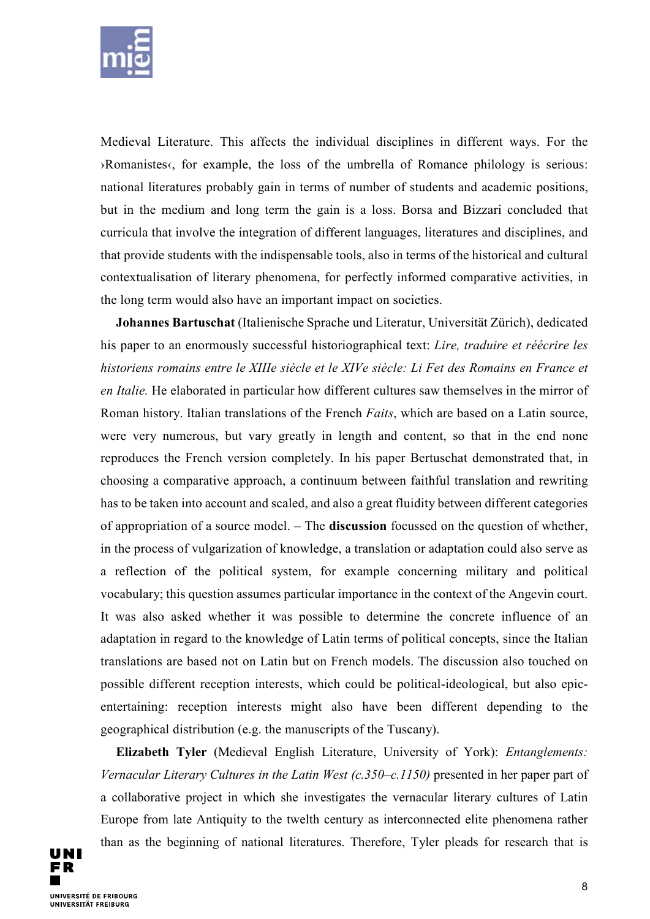Medieval Literature. This affects the individual disciplines in different ways. For the ›Romanistes‹, for example, the loss of the umbrella of Romance philology is serious: national literatures probably gain in terms of number of students and academic positions, but in the medium and long term the gain is a loss. Borsa and Bizzari concluded that curricula that involve the integration of different languages, literatures and disciplines, and that provide students with the indispensable tools, also in terms of the historical and cultural contextualisation of literary phenomena, for perfectly informed comparative activities, in the long term would also have an important impact on societies.

**Johannes Bartuschat** (Italienische Sprache und Literatur, Universität Zürich), dedicated his paper to an enormously successful historiographical text: *Lire, traduire et réécrire les historiens romains entre le XIIIe siècle et le XIVe siècle: Li Fet des Romains en France et en Italie.* He elaborated in particular how different cultures saw themselves in the mirror of Roman history. Italian translations of the French *Faits*, which are based on a Latin source, were very numerous, but vary greatly in length and content, so that in the end none reproduces the French version completely. In his paper Bertuschat demonstrated that, in choosing a comparative approach, a continuum between faithful translation and rewriting has to be taken into account and scaled, and also a great fluidity between different categories of appropriation of a source model. – The **discussion** focussed on the question of whether, in the process of vulgarization of knowledge, a translation or adaptation could also serve as a reflection of the political system, for example concerning military and political vocabulary; this question assumes particular importance in the context of the Angevin court. It was also asked whether it was possible to determine the concrete influence of an adaptation in regard to the knowledge of Latin terms of political concepts, since the Italian translations are based not on Latin but on French models. The discussion also touched on possible different reception interests, which could be political-ideological, but also epic-entertaining: reception interests might also have been different depending to the geographical distribution (e.g. the manuscripts of the Tuscany).

**Elizabeth Tyler** (Medieval English Literature, University of York): *Entanglements: Vernacular Literary Cultures in the Latin West (c.350–c.1150)* presented in her paper part of a collaborative project in which she investigates the vernacular literary cultures of Latin Europe from late Antiquity to the twelth century as interconnected elite phenomena rather than as the beginning of national literatures. Therefore, Tyler pleads for research that is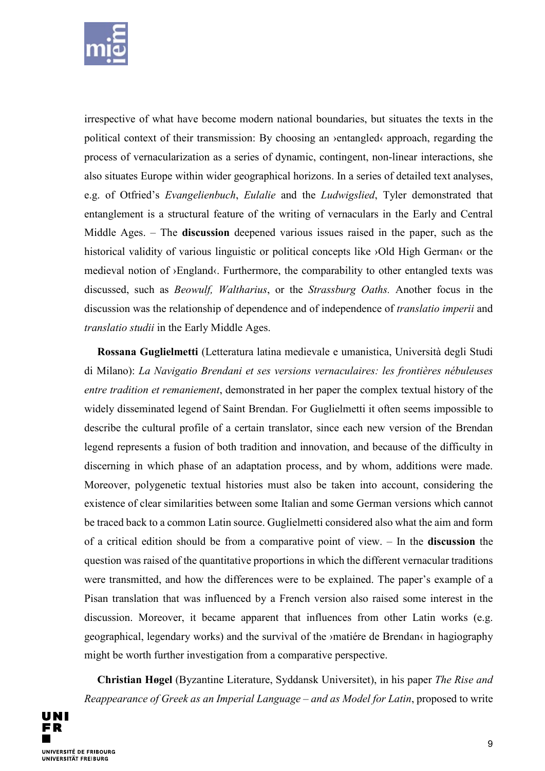irrespective of what have become modern national boundaries, but situates the texts in the political context of their transmission: By choosing an ›entangled‹ approach, regarding the process of vernacularization as a series of dynamic, contingent, non-linear interactions, she also situates Europe within wider geographical horizons. In a series of detailed text analyses, e.g. of Otfried's *Evangelienbuch*, *Eulalie* and the *Ludwigslied*, Tyler demonstrated that entanglement is a structural feature of the writing of vernaculars in the Early and Central Middle Ages. – The **discussion** deepened various issues raised in the paper, such as the historical validity of various linguistic or political concepts like ›Old High German‹ or the medieval notion of ›England‹. Furthermore, the comparability to other entangled texts was discussed, such as *Beowulf, Waltharius*, or the *Strassburg Oaths.* Another focus in the discussion was the relationship of dependence and of independence of *translatio imperii* and *translatio studii* in the Early Middle Ages.

**Rossana Guglielmetti** (Letteratura latina medievale e umanistica, Università degli Studi di Milano): *La Navigatio Brendani et ses versions vernaculaires: les frontières nébuleuses entre tradition et remaniement*, demonstrated in her paper the complex textual history of the widely disseminated legend of Saint Brendan. For Guglielmetti it often seems impossible to describe the cultural profile of a certain translator, since each new version of the Brendan legend represents a fusion of both tradition and innovation, and because of the difficulty in discerning in which phase of an adaptation process, and by whom, additions were made. Moreover, polygenetic textual histories must also be taken into account, considering the existence of clear similarities between some Italian and some German versions which cannot be traced back to a common Latin source. Guglielmetti considered also what the aim and form of a critical edition should be from a comparative point of view. – In the **discussion** the question was raised of the quantitative proportions in which the different vernacular traditions were transmitted, and how the differences were to be explained. The paper's example of a Pisan translation that was influenced by a French version also raised some interest in the discussion. Moreover, it became apparent that influences from other Latin works (e.g. geographical, legendary works) and the survival of the ›matiére de Brendan‹ in hagiography might be worth further investigation from a comparative perspective.

**Christian Høgel** (Byzantine Literature, Syddansk Universitet), in his paper *The Rise and Reappearance of Greek as an Imperial Language – and as Model for Latin*, proposed to write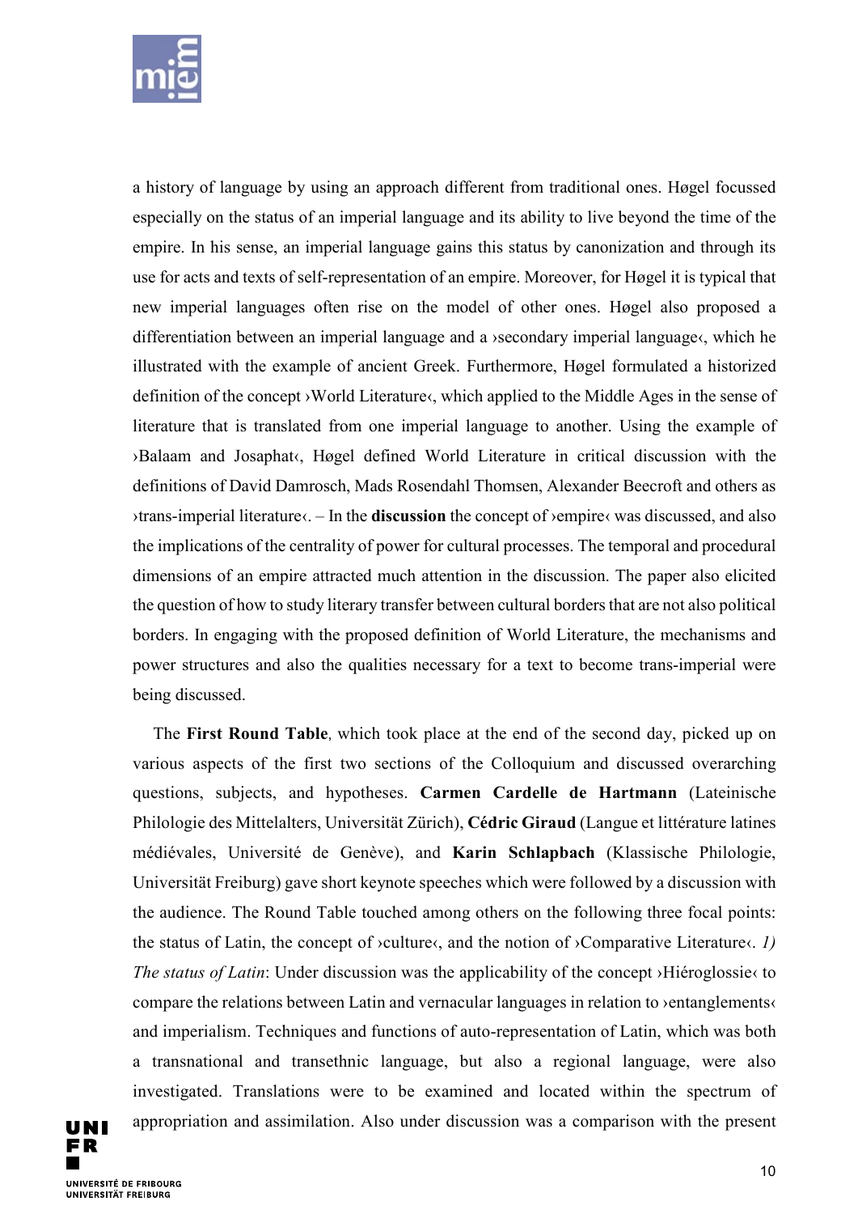a history of language by using an approach different from traditional ones. Høgel focussed especially on the status of an imperial language and its ability to live beyond the time of the empire. In his sense, an imperial language gains this status by canonization and through its use for acts and texts of self-representation of an empire. Moreover, for Høgel it is typical that new imperial languages often rise on the model of other ones. Høgel also proposed a differentiation between an imperial language and a ›secondary imperial language‹, which he illustrated with the example of ancient Greek. Furthermore, Høgel formulated a historized definition of the concept ›World Literature‹, which applied to the Middle Ages in the sense of literature that is translated from one imperial language to another. Using the example of ›Balaam and Josaphat‹, Høgel defined World Literature in critical discussion with the definitions of David Damrosch, Mads Rosendahl Thomsen, Alexander Beecroft and others as ›trans-imperial literature‹. – In the **discussion** the concept of ›empire‹ was discussed, and also the implications of the centrality of power for cultural processes. The temporal and procedural dimensions of an empire attracted much attention in the discussion. The paper also elicited the question of how to study literary transfer between cultural borders that are not also political borders. In engaging with the proposed definition of World Literature, the mechanisms and power structures and also the qualities necessary for a text to become trans-imperial were being discussed.

The **First Round Table**, which took place at the end of the second day, picked up on various aspects of the first two sections of the Colloquium and discussed overarching questions, subjects, and hypotheses. **Carmen Cardelle de Hartmann** (Lateinische Philologie des Mittelalters, Universität Zürich), **Cédric Giraud** (Langue et littérature latines médiévales, Université de Genève), and **Karin Schlapbach** (Klassische Philologie, Universität Freiburg) gave short keynote speeches which were followed by a discussion with the audience. The Round Table touched among others on the following three focal points: the status of Latin, the concept of ›culture‹, and the notion of ›Comparative Literature‹. *1) The status of Latin*: Under discussion was the applicability of the concept ›Hiéroglossie‹ to compare the relations between Latin and vernacular languages in relation to ›entanglements‹ and imperialism. Techniques and functions of auto-representation of Latin, which was both a transnational and transethnic language, but also a regional language, were also investigated. Translations were to be examined and located within the spectrum of appropriation and assimilation. Also under discussion was a comparison with the present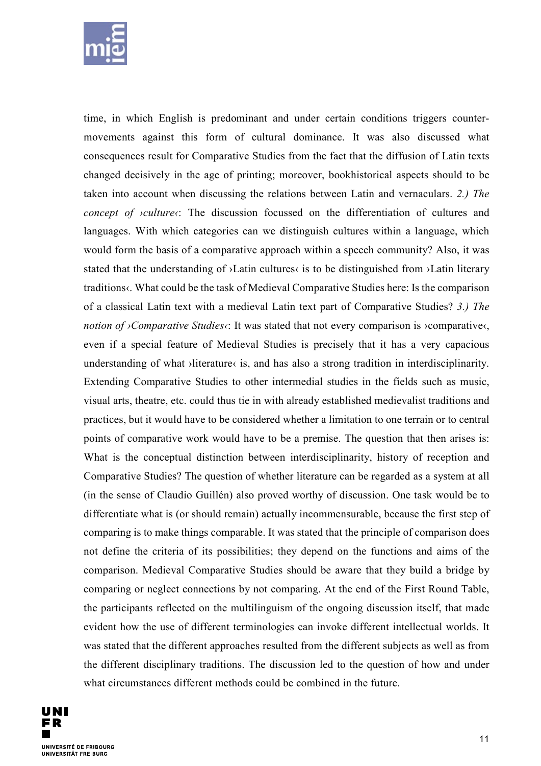time, in which English is predominant and under certain conditions triggers counter-movements against this form of cultural dominance. It was also discussed what consequences result for Comparative Studies from the fact that the diffusion of Latin texts changed decisively in the age of printing; moreover, bookhistorical aspects should to be taken into account when discussing the relations between Latin and vernaculars. *2.) The concept of ›culture‹*: The discussion focussed on the differentiation of cultures and languages. With which categories can we distinguish cultures within a language, which would form the basis of a comparative approach within a speech community? Also, it was stated that the understanding of ›Latin cultures‹ is to be distinguished from ›Latin literary traditions‹. What could be the task of Medieval Comparative Studies here: Is the comparison of a classical Latin text with a medieval Latin text part of Comparative Studies? *3.) The notion of ›Comparative Studies‹*: It was stated that not every comparison is ›comparative‹, even if a special feature of Medieval Studies is precisely that it has a very capacious understanding of what ›literature‹ is, and has also a strong tradition in interdisciplinarity. Extending Comparative Studies to other intermedial studies in the fields such as music, visual arts, theatre, etc. could thus tie in with already established medievalist traditions and practices, but it would have to be considered whether a limitation to one terrain or to central points of comparative work would have to be a premise. The question that then arises is: What is the conceptual distinction between interdisciplinarity, history of reception and Comparative Studies? The question of whether literature can be regarded as a system at all (in the sense of Claudio Guillén) also proved worthy of discussion. One task would be to differentiate what is (or should remain) actually incommensurable, because the first step of comparing is to make things comparable. It was stated that the principle of comparison does not define the criteria of its possibilities; they depend on the functions and aims of the comparison. Medieval Comparative Studies should be aware that they build a bridge by comparing or neglect connections by not comparing. At the end of the First Round Table, the participants reflected on the multilinguism of the ongoing discussion itself, that made evident how the use of different terminologies can invoke different intellectual worlds. It was stated that the different approaches resulted from the different subjects as well as from the different disciplinary traditions. The discussion led to the question of how and under what circumstances different methods could be combined in the future.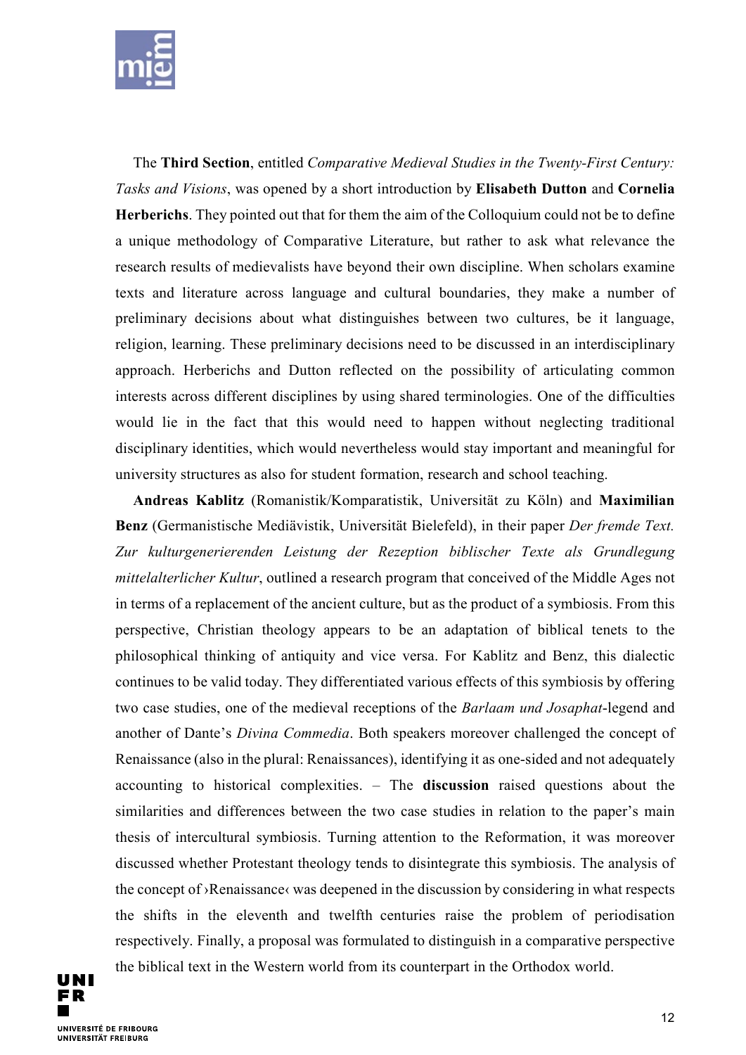The **Third Section**, entitled *Comparative Medieval Studies in the Twenty-First Century: Tasks and Visions*, was opened by a short introduction by **Elisabeth Dutton** and **Cornelia Herberichs**. They pointed out that for them the aim of the Colloquium could not be to define a unique methodology of Comparative Literature, but rather to ask what relevance the research results of medievalists have beyond their own discipline. When scholars examine texts and literature across language and cultural boundaries, they make a number of preliminary decisions about what distinguishes between two cultures, be it language, religion, learning. These preliminary decisions need to be discussed in an interdisciplinary approach. Herberichs and Dutton reflected on the possibility of articulating common interests across different disciplines by using shared terminologies. One of the difficulties would lie in the fact that this would need to happen without neglecting traditional disciplinary identities, which would nevertheless would stay important and meaningful for university structures as also for student formation, research and school teaching.

**Andreas Kablitz** (Romanistik/Komparatistik, Universität zu Köln) and **Maximilian Benz** (Germanistische Mediävistik, Universität Bielefeld), in their paper *Der fremde Text. Zur kulturgenerierenden Leistung der Rezeption biblischer Texte als Grundlegung mittelalterlicher Kultur*, outlined a research program that conceived of the Middle Ages not in terms of a replacement of the ancient culture, but as the product of a symbiosis. From this perspective, Christian theology appears to be an adaptation of biblical tenets to the philosophical thinking of antiquity and vice versa. For Kablitz and Benz, this dialectic continues to be valid today. They differentiated various effects of this symbiosis by offering two case studies, one of the medieval receptions of the *Barlaam und Josaphat*-legend and another of Dante's *Divina Commedia*. Both speakers moreover challenged the concept of Renaissance (also in the plural: Renaissances), identifying it as one-sided and not adequately accounting to historical complexities. – The **discussion** raised questions about the similarities and differences between the two case studies in relation to the paper's main thesis of intercultural symbiosis. Turning attention to the Reformation, it was moreover discussed whether Protestant theology tends to disintegrate this symbiosis. The analysis of the concept of ›Renaissance‹ was deepened in the discussion by considering in what respects the shifts in the eleventh and twelfth centuries raise the problem of periodisation respectively. Finally, a proposal was formulated to distinguish in a comparative perspective the biblical text in the Western world from its counterpart in the Orthodox world.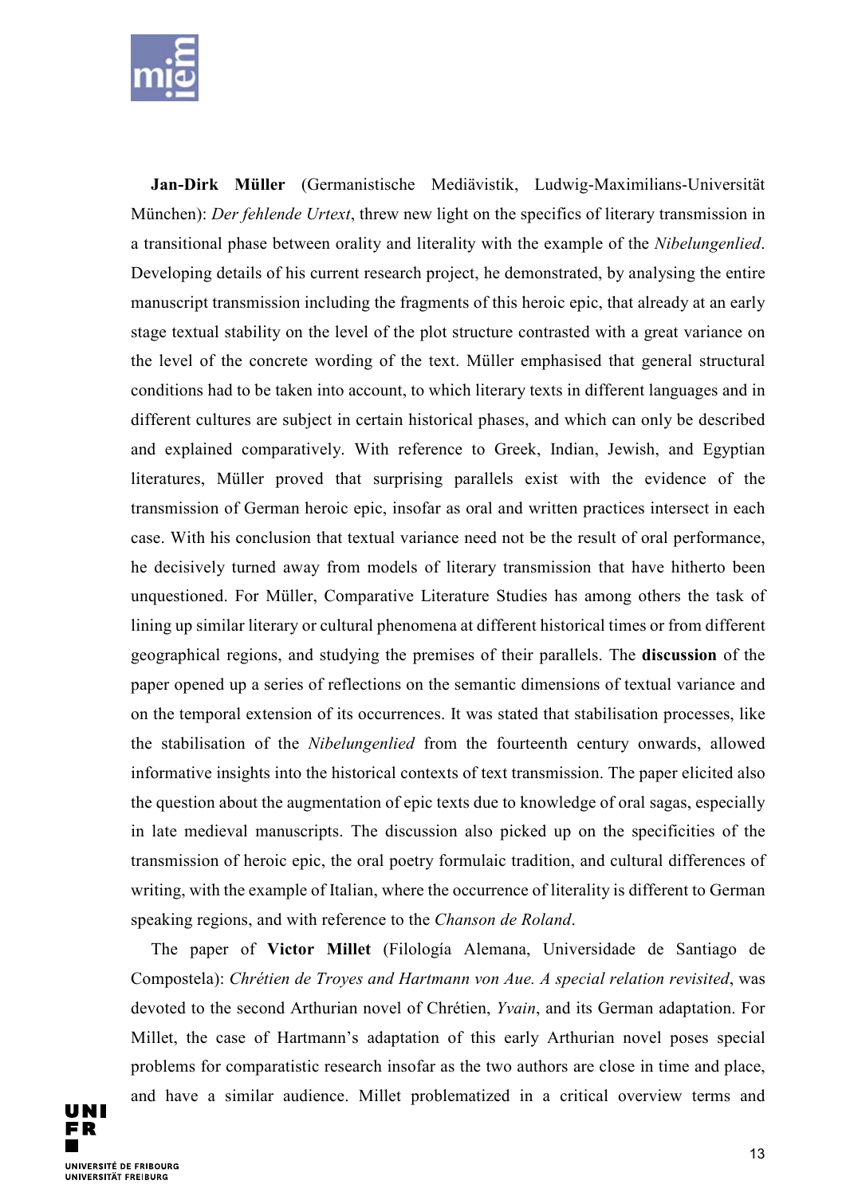**Jan-Dirk Müller** (Germanistische Mediävistik, Ludwig-Maximilians-Universität München): *Der fehlende Urtext*, threw new light on the specifics of literary transmission in a transitional phase between orality and literality with the example of the *Nibelungenlied*. Developing details of his current research project, he demonstrated, by analysing the entire manuscript transmission including the fragments of this heroic epic, that already at an early stage textual stability on the level of the plot structure contrasted with a great variance on the level of the concrete wording of the text. Müller emphasised that general structural conditions had to be taken into account, to which literary texts in different languages and in different cultures are subject in certain historical phases, and which can only be described and explained comparatively. With reference to Greek, Indian, Jewish, and Egyptian literatures, Müller proved that surprising parallels exist with the evidence of the transmission of German heroic epic, insofar as oral and written practices intersect in each case. With his conclusion that textual variance need not be the result of oral performance, he decisively turned away from models of literary transmission that have hitherto been unquestioned. For Müller, Comparative Literature Studies has among others the task of lining up similar literary or cultural phenomena at different historical times or from different geographical regions, and studying the premises of their parallels. The **discussion** of the paper opened up a series of reflections on the semantic dimensions of textual variance and on the temporal extension of its occurrences. It was stated that stabilisation processes, like the stabilisation of the *Nibelungenlied* from the fourteenth century onwards, allowed informative insights into the historical contexts of text transmission. The paper elicited also the question about the augmentation of epic texts due to knowledge of oral sagas, especially in late medieval manuscripts. The discussion also picked up on the specificities of the transmission of heroic epic, the oral poetry formulaic tradition, and cultural differences of writing, with the example of Italian, where the occurrence of literality is different to German speaking regions, and with reference to the *Chanson de Roland*.

The paper of **Victor Millet** (Filología Alemana, Universidade de Santiago de Compostela): *Chrétien de Troyes and Hartmann von Aue. A special relation revisited*, was devoted to the second Arthurian novel of Chrétien, *Yvain*, and its German adaptation. For Millet, the case of Hartmann's adaptation of this early Arthurian novel poses special problems for comparatistic research insofar as the two authors are close in time and place, and have a similar audience. Millet problematized in a critical overview terms and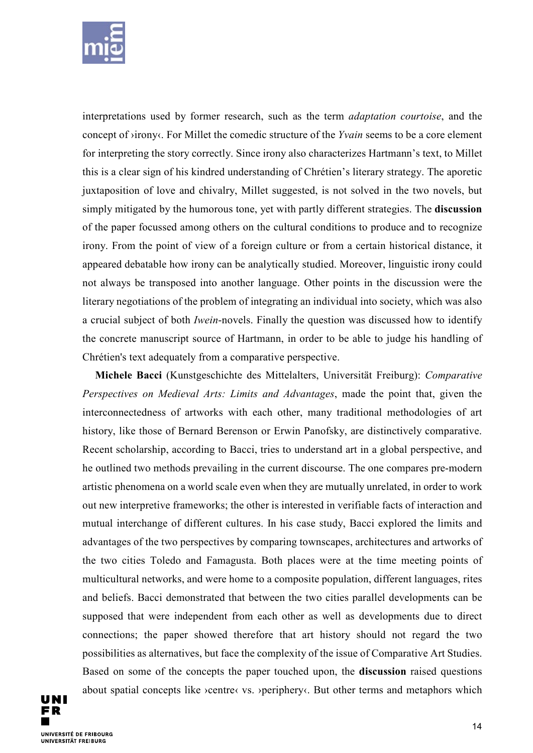interpretations used by former research, such as the term *adaptation courtoise*, and the concept of ›irony‹. For Millet the comedic structure of the *Yvain* seems to be a core element for interpreting the story correctly. Since irony also characterizes Hartmann's text, to Millet this is a clear sign of his kindred understanding of Chrétien's literary strategy. The aporetic juxtaposition of love and chivalry, Millet suggested, is not solved in the two novels, but simply mitigated by the humorous tone, yet with partly different strategies. The **discussion** of the paper focussed among others on the cultural conditions to produce and to recognize irony. From the point of view of a foreign culture or from a certain historical distance, it appeared debatable how irony can be analytically studied. Moreover, linguistic irony could not always be transposed into another language. Other points in the discussion were the literary negotiations of the problem of integrating an individual into society, which was also a crucial subject of both *Iwein*-novels. Finally the question was discussed how to identify the concrete manuscript source of Hartmann, in order to be able to judge his handling of Chrétien's text adequately from a comparative perspective.

**Michele Bacci** (Kunstgeschichte des Mittelalters, Universität Freiburg): *Comparative Perspectives on Medieval Arts: Limits and Advantages*, made the point that, given the interconnectedness of artworks with each other, many traditional methodologies of art history, like those of Bernard Berenson or Erwin Panofsky, are distinctively comparative. Recent scholarship, according to Bacci, tries to understand art in a global perspective, and he outlined two methods prevailing in the current discourse. The one compares pre-modern artistic phenomena on a world scale even when they are mutually unrelated, in order to work out new interpretive frameworks; the other is interested in verifiable facts of interaction and mutual interchange of different cultures. In his case study, Bacci explored the limits and advantages of the two perspectives by comparing townscapes, architectures and artworks of the two cities Toledo and Famagusta. Both places were at the time meeting points of multicultural networks, and were home to a composite population, different languages, rites and beliefs. Bacci demonstrated that between the two cities parallel developments can be supposed that were independent from each other as well as developments due to direct connections; the paper showed therefore that art history should not regard the two possibilities as alternatives, but face the complexity of the issue of Comparative Art Studies. Based on some of the concepts the paper touched upon, the **discussion** raised questions about spatial concepts like ›centre‹ vs. ›periphery‹. But other terms and metaphors which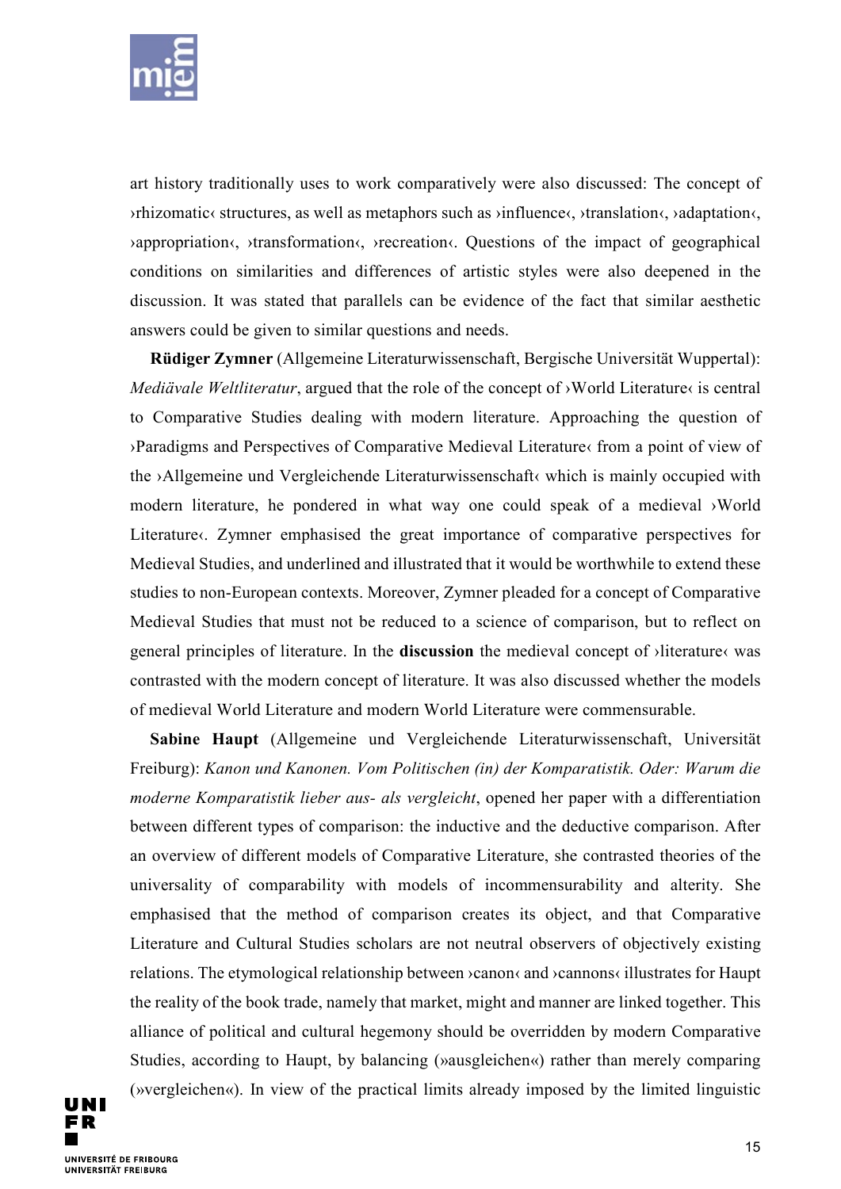art history traditionally uses to work comparatively were also discussed: The concept of ›rhizomatic‹ structures, as well as metaphors such as ›influence‹, ›translation‹, ›adaptation‹, ›appropriation‹, ›transformation‹, ›recreation‹. Questions of the impact of geographical conditions on similarities and differences of artistic styles were also deepened in the discussion. It was stated that parallels can be evidence of the fact that similar aesthetic answers could be given to similar questions and needs.

**Rüdiger Zymner** (Allgemeine Literaturwissenschaft, Bergische Universität Wuppertal): *Mediävale Weltliteratur*, argued that the role of the concept of ›World Literature‹ is central to Comparative Studies dealing with modern literature. Approaching the question of ›Paradigms and Perspectives of Comparative Medieval Literature‹ from a point of view of the ›Allgemeine und Vergleichende Literaturwissenschaft‹ which is mainly occupied with modern literature, he pondered in what way one could speak of a medieval ›World Literature‹. Zymner emphasised the great importance of comparative perspectives for Medieval Studies, and underlined and illustrated that it would be worthwhile to extend these studies to non-European contexts. Moreover, Zymner pleaded for a concept of Comparative Medieval Studies that must not be reduced to a science of comparison, but to reflect on general principles of literature. In the **discussion** the medieval concept of ›literature‹ was contrasted with the modern concept of literature. It was also discussed whether the models of medieval World Literature and modern World Literature were commensurable.

**Sabine Haupt** (Allgemeine und Vergleichende Literaturwissenschaft, Universität Freiburg): *Kanon und Kanonen. Vom Politischen (in) der Komparatistik. Oder: Warum die moderne Komparatistik lieber aus- als vergleicht*, opened her paper with a differentiation between different types of comparison: the inductive and the deductive comparison. After an overview of different models of Comparative Literature, she contrasted theories of the universality of comparability with models of incommensurability and alterity. She emphasised that the method of comparison creates its object, and that Comparative Literature and Cultural Studies scholars are not neutral observers of objectively existing relations. The etymological relationship between ›canon‹ and ›cannons‹ illustrates for Haupt the reality of the book trade, namely that market, might and manner are linked together. This alliance of political and cultural hegemony should be overridden by modern Comparative Studies, according to Haupt, by balancing (»ausgleichen«) rather than merely comparing (»vergleichen«). In view of the practical limits already imposed by the limited linguistic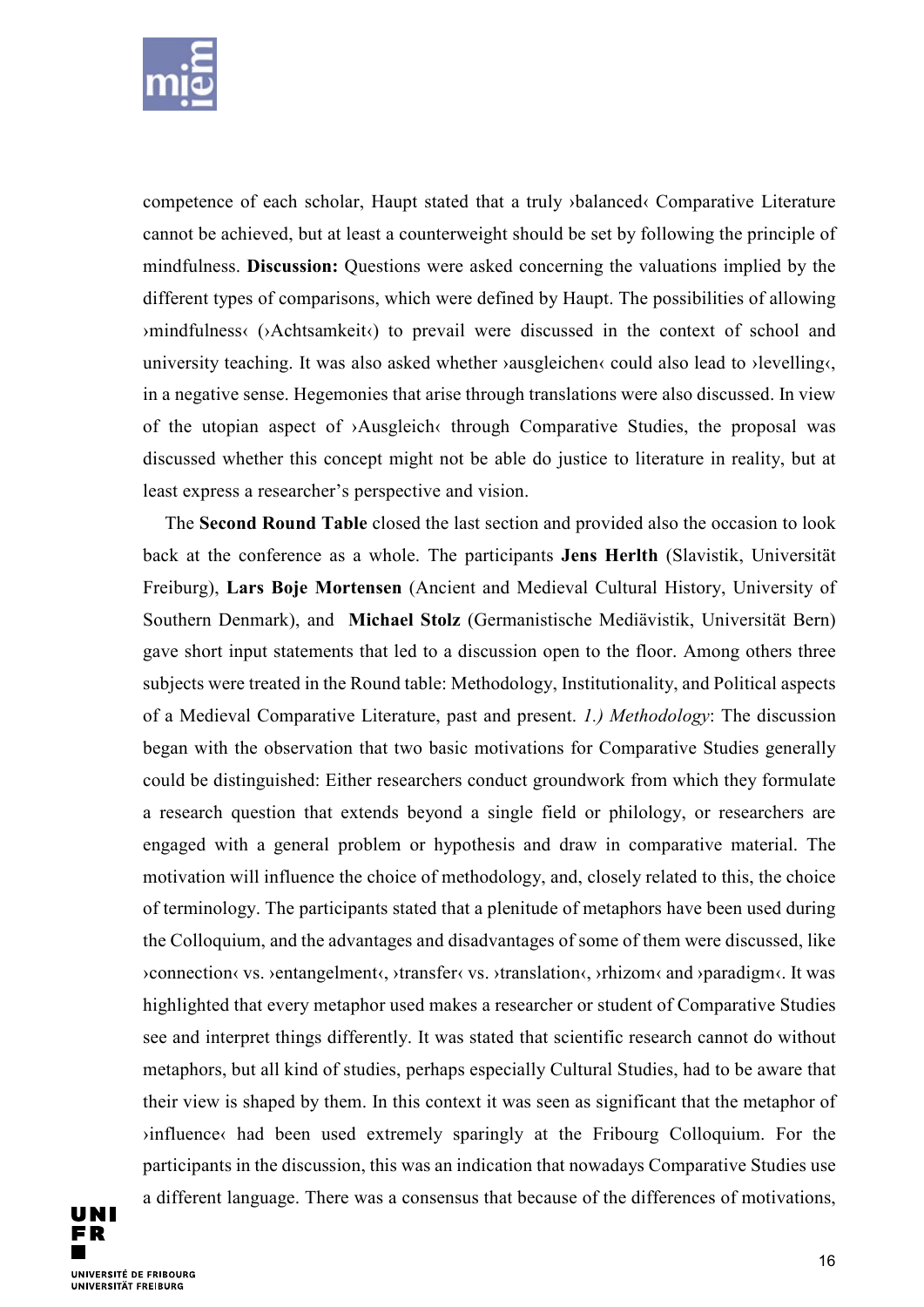competence of each scholar, Haupt stated that a truly ›balanced‹ Comparative Literature cannot be achieved, but at least a counterweight should be set by following the principle of mindfulness. **Discussion:** Questions were asked concerning the valuations implied by the different types of comparisons, which were defined by Haupt. The possibilities of allowing ›mindfulness‹ (›Achtsamkeit‹) to prevail were discussed in the context of school and university teaching. It was also asked whether ›ausgleichen‹ could also lead to ›levelling‹, in a negative sense. Hegemonies that arise through translations were also discussed. In view of the utopian aspect of ›Ausgleich‹ through Comparative Studies, the proposal was discussed whether this concept might not be able do justice to literature in reality, but at least express a researcher's perspective and vision.

The **Second Round Table** closed the last section and provided also the occasion to look back at the conference as a whole. The participants **Jens Herlth** (Slavistik, Universität Freiburg), **Lars Boje Mortensen** (Ancient and Medieval Cultural History, University of Southern Denmark), and **Michael Stolz** (Germanistische Mediävistik, Universität Bern) gave short input statements that led to a discussion open to the floor. Among others three subjects were treated in the Round table: Methodology, Institutionality, and Political aspects of a Medieval Comparative Literature, past and present. *1.) Methodology*: The discussion began with the observation that two basic motivations for Comparative Studies generally could be distinguished: Either researchers conduct groundwork from which they formulate a research question that extends beyond a single field or philology, or researchers are engaged with a general problem or hypothesis and draw in comparative material. The motivation will influence the choice of methodology, and, closely related to this, the choice of terminology. The participants stated that a plenitude of metaphors have been used during the Colloquium, and the advantages and disadvantages of some of them were discussed, like ›connection‹ vs. ›entanglement‹, ›transfer‹ vs. ›translation‹, ›rhizom‹ and ›paradigm‹. It was highlighted that every metaphor used makes a researcher or student of Comparative Studies see and interpret things differently. It was stated that scientific research cannot do without metaphors, but all kind of studies, perhaps especially Cultural Studies, had to be aware that their view is shaped by them. In this context it was seen as significant that the metaphor of ›influence‹ had been used extremely sparingly at the Fribourg Colloquium. For the participants in the discussion, this was an indication that nowadays Comparative Studies use a different language. There was a consensus that because of the differences of motivations,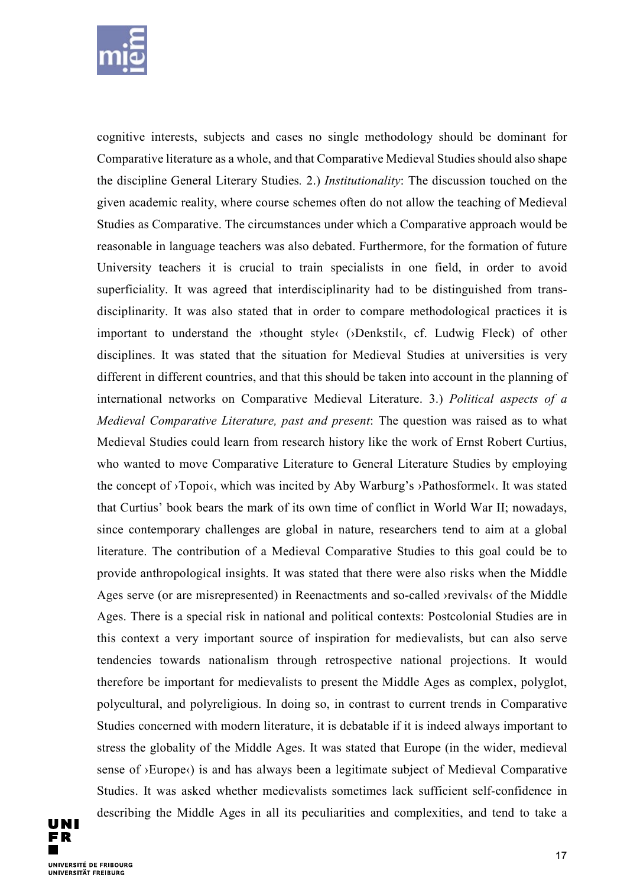cognitive interests, subjects and cases no single methodology should be dominant for Comparative literature as a whole, and that Comparative Medieval Studies should also shape the discipline General Literary Studies. 2.) *Institutionality*: The discussion touched on the given academic reality, where course schemes often do not allow the teaching of Medieval Studies as Comparative. The circumstances under which a Comparative approach would be reasonable in language teachers was also debated. Furthermore, for the formation of future University teachers it is crucial to train specialists in one field, in order to avoid superficiality. It was agreed that interdisciplinarity had to be distinguished from trans-disciplinarity. It was also stated that in order to compare methodological practices it is important to understand the ›thought style‹ (›Denkstil‹, cf. Ludwig Fleck) of other disciplines. It was stated that the situation for Medieval Studies at universities is very different in different countries, and that this should be taken into account in the planning of international networks on Comparative Medieval Literature. 3.) *Political aspects of a Medieval Comparative Literature, past and present*: The question was raised as to what Medieval Studies could learn from research history like the work of Ernst Robert Curtius, who wanted to move Comparative Literature to General Literature Studies by employing the concept of ›Topoi‹, which was incited by Aby Warburg's ›Pathosformel‹. It was stated that Curtius' book bears the mark of its own time of conflict in World War II; nowadays, since contemporary challenges are global in nature, researchers tend to aim at a global literature. The contribution of a Medieval Comparative Studies to this goal could be to provide anthropological insights. It was stated that there were also risks when the Middle Ages serve (or are misrepresented) in Reenactments and so-called ›revivals‹ of the Middle Ages. There is a special risk in national and political contexts: Postcolonial Studies are in this context a very important source of inspiration for medievalists, but can also serve tendencies towards nationalism through retrospective national projections. It would therefore be important for medievalists to present the Middle Ages as complex, polyglot, polycultural, and polyreligious. In doing so, in contrast to current trends in Comparative Studies concerned with modern literature, it is debatable if it is indeed always important to stress the globality of the Middle Ages. It was stated that Europe (in the wider, medieval sense of ›Europe‹) is and has always been a legitimate subject of Medieval Comparative Studies. It was asked whether medievalists sometimes lack sufficient self-confidence in describing the Middle Ages in all its peculiarities and complexities, and tend to take a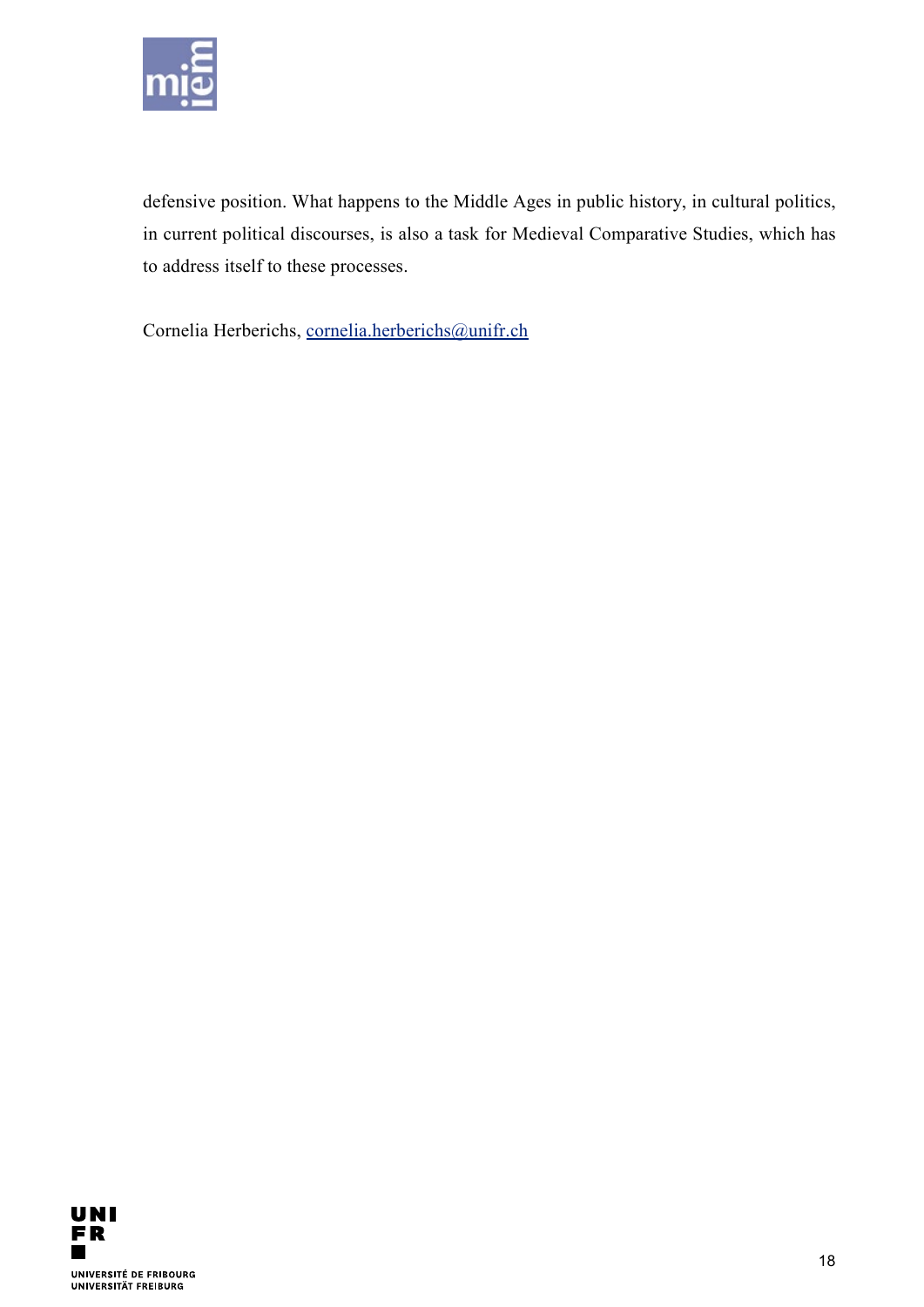defensive position. What happens to the Middle Ages in public history, in cultural politics, in current political discourses, is also a task for Medieval Comparative Studies, which has to address itself to these processes.

Cornelia Herberichs, cornelia.herberichs@unifr.ch